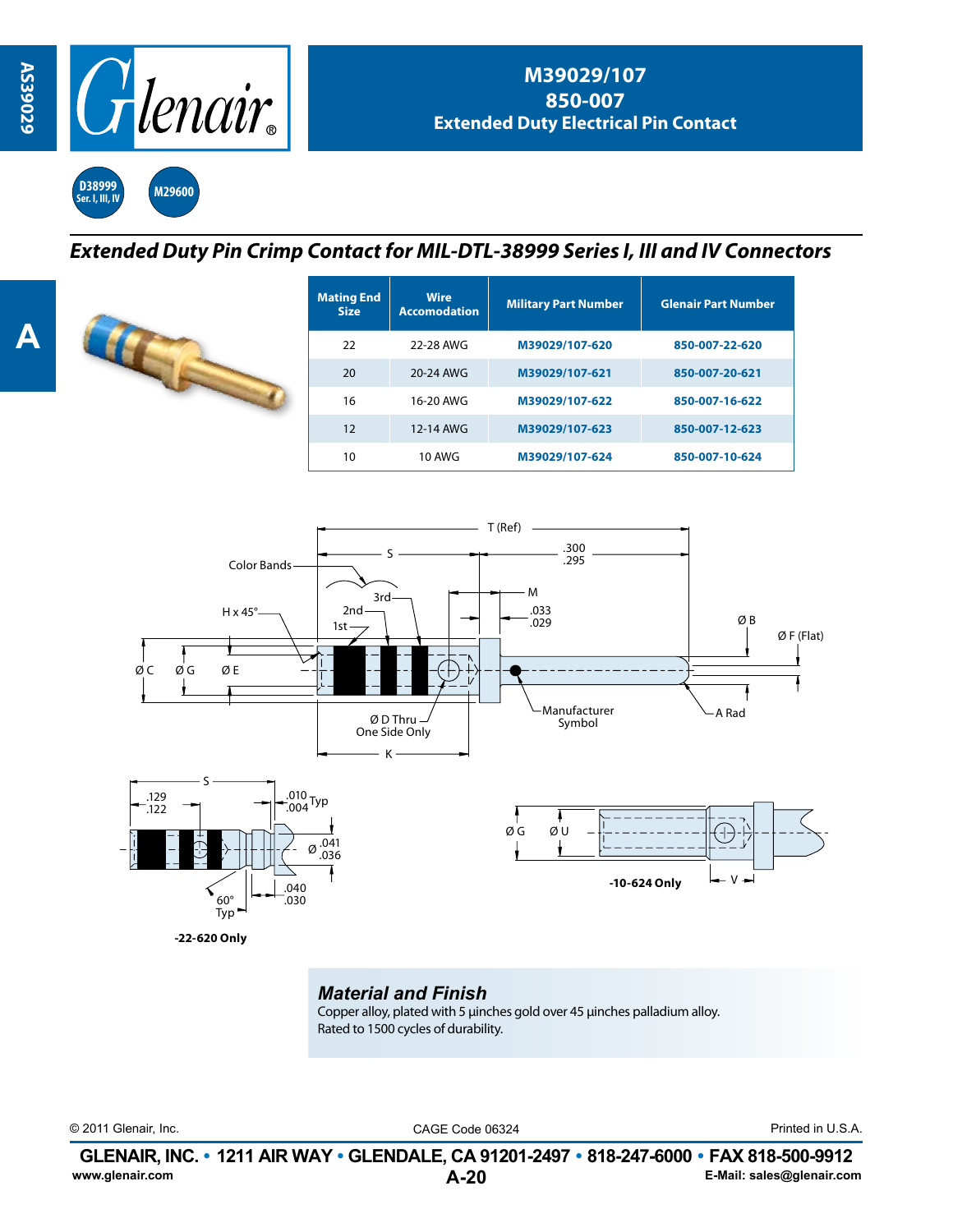# M39029/107
# 850-007
## Extended Duty Electrical Pin Contact

D38999 Ser. I, III, IV

M29600

## *Extended Duty Pin Crimp Contact for MIL-DTL-38999 Series I, III and IV Connectors*

| Mating End Size | Wire Accomodation | Military Part Number | Glenair Part Number |
|---|---|---|---|
| 22 | 22-28 AWG | M39029/107-620 | 850-007-22-620 |
| 20 | 20-24 AWG | M39029/107-621 | 850-007-20-621 |
| 16 | 16-20 AWG | M39029/107-622 | 850-007-16-622 |
| 12 | 12-14 AWG | M39029/107-623 | 850-007-12-623 |
| 10 | 10 AWG | M39029/107-624 | 850-007-10-624 |

T (Ref)
S
.300
.295
Color Bands
M
3rd
H x 45°
2nd
.033
.029
1st
Ø B
Ø F (Flat)
Ø C
Ø G
Ø E
Ø D Thru One Side Only
Manufacturer Symbol
A Rad
K

S
.129
.122
.010
.004 Typ
Ø .041
.036
60° Typ
.040
.030
-22-620 Only

Ø G
Ø U
V
-10-624 Only

### *Material and Finish*

Copper alloy, plated with 5 µinches gold over 45 µinches palladium alloy.
Rated to 1500 cycles of durability.

© 2011 Glenair, Inc.
CAGE Code 06324
Printed in U.S.A.

GLENAIR, INC. • 1211 AIR WAY • GLENDALE, CA 91201-2497 • 818-247-6000 • FAX 818-500-9912
www.glenair.com
E-Mail: sales@glenair.com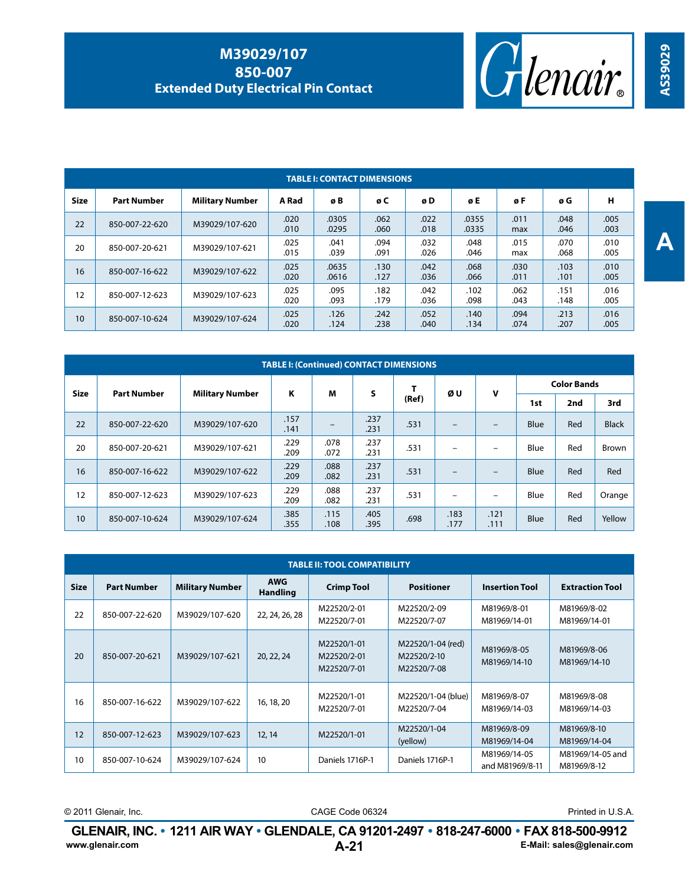# M39029/107
# 850-007
## Extended Duty Electrical Pin Contact

**TABLE I: CONTACT DIMENSIONS**

| Size | Part Number | Military Number | A Rad | ø B | ø C | ø D | ø E | ø F | ø G | H |
|---|---|---|---|---|---|---|---|---|---|---|
| 22 | 850-007-22-620 | M39029/107-620 | .020 .010 | .0305 .0295 | .062 .060 | .022 .018 | .0355 .0335 | .011 max | .048 .046 | .005 .003 |
| 20 | 850-007-20-621 | M39029/107-621 | .025 .015 | .041 .039 | .094 .091 | .032 .026 | .048 .046 | .015 max | .070 .068 | .010 .005 |
| 16 | 850-007-16-622 | M39029/107-622 | .025 .020 | .0635 .0616 | .130 .127 | .042 .036 | .068 .066 | .030 .011 | .103 .101 | .010 .005 |
| 12 | 850-007-12-623 | M39029/107-623 | .025 .020 | .095 .093 | .182 .179 | .042 .036 | .102 .098 | .062 .043 | .151 .148 | .016 .005 |
| 10 | 850-007-10-624 | M39029/107-624 | .025 .020 | .126 .124 | .242 .238 | .052 .040 | .140 .134 | .094 .074 | .213 .207 | .016 .005 |

**TABLE I: (Continued) CONTACT DIMENSIONS**

| Size | Part Number | Military Number | K | M | S | T (Ref) | Ø U | V | Color Bands | | |
|---|---|---|---|---|---|---|---|---|---|---|---|
| | | | | | | | | | 1st | 2nd | 3rd |
| 22 | 850-007-22-620 | M39029/107-620 | .157 .141 | – | .237 .231 | .531 | – | – | Blue | Red | Black |
| 20 | 850-007-20-621 | M39029/107-621 | .229 .209 | .078 .072 | .237 .231 | .531 | – | – | Blue | Red | Brown |
| 16 | 850-007-16-622 | M39029/107-622 | .229 .209 | .088 .082 | .237 .231 | .531 | – | – | Blue | Red | Red |
| 12 | 850-007-12-623 | M39029/107-623 | .229 .209 | .088 .082 | .237 .231 | .531 | – | – | Blue | Red | Orange |
| 10 | 850-007-10-624 | M39029/107-624 | .385 .355 | .115 .108 | .405 .395 | .698 | .183 .177 | .121 .111 | Blue | Red | Yellow |

**TABLE II: TOOL COMPATIBILITY**

| Size | Part Number | Military Number | AWG Handling | Crimp Tool | Positioner | Insertion Tool | Extraction Tool |
|---|---|---|---|---|---|---|---|
| 22 | 850-007-22-620 | M39029/107-620 | 22, 24, 26, 28 | M22520/2-01 M22520/7-01 | M22520/2-09 M22520/7-07 | M81969/8-01 M81969/14-01 | M81969/8-02 M81969/14-01 |
| 20 | 850-007-20-621 | M39029/107-621 | 20, 22, 24 | M22520/1-01 M22520/2-01 M22520/7-01 | M22520/1-04 (red) M22520/2-10 M22520/7-08 | M81969/8-05 M81969/14-10 | M81969/8-06 M81969/14-10 |
| 16 | 850-007-16-622 | M39029/107-622 | 16, 18, 20 | M22520/1-01 M22520/7-01 | M22520/1-04 (blue) M22520/7-04 | M81969/8-07 M81969/14-03 | M81969/8-08 M81969/14-03 |
| 12 | 850-007-12-623 | M39029/107-623 | 12, 14 | M22520/1-01 | M22520/1-04 (yellow) | M81969/8-09 M81969/14-04 | M81969/8-10 M81969/14-04 |
| 10 | 850-007-10-624 | M39029/107-624 | 10 | Daniels 1716P-1 | Daniels 1716P-1 | M81969/14-05 and M81969/8-11 | M81969/14-05 and M81969/8-12 |